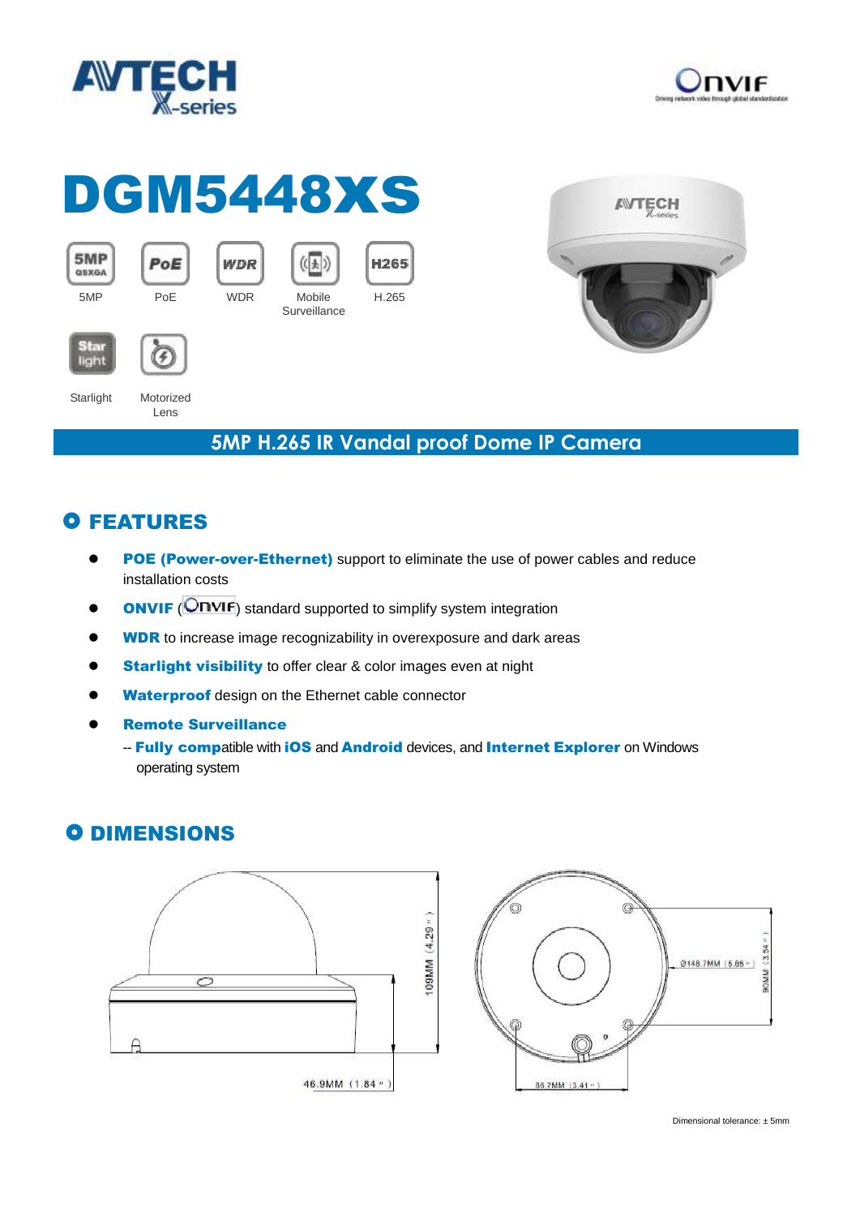AVTECH X-series

# DGM5448XS

5MP | PoE | WDR | Mobile Surveillance | H.265

Starlight | Motorized Lens

## 5MP H.265 IR Vandal proof Dome IP Camera

## FEATURES

- **POE (Power-over-Ethernet)** support to eliminate the use of power cables and reduce installation costs
- **ONVIF** (ONVIF) standard supported to simplify system integration
- **WDR** to increase image recognizability in overexposure and dark areas
- **Starlight visibility** to offer clear & color images even at night
- **Waterproof** design on the Ethernet cable connector
- **Remote Surveillance**

  -- **Fully comp**atible with **iOS** and **Android** devices, and **Internet Explorer** on Windows operating system

## DIMENSIONS

109MM (4.29")

46.9MM (1.84")

Ø148.7MM (5.85")

90MM (3.54")

86.7MM (3.41")

Dimensional tolerance: ± 5mm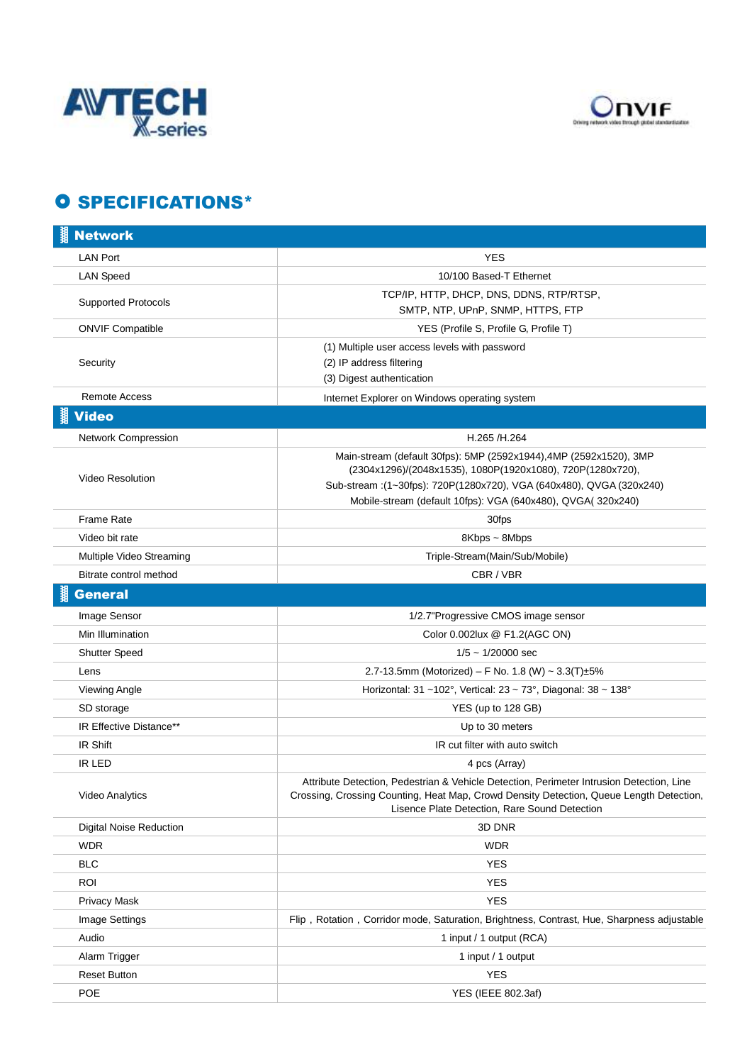# SPECIFICATIONS*

| **Network** | |
|---|---|
| LAN Port | YES |
| LAN Speed | 10/100 Based-T Ethernet |
| Supported Protocols | TCP/IP, HTTP, DHCP, DNS, DDNS, RTP/RTSP, SMTP, NTP, UPnP, SNMP, HTTPS, FTP |
| ONVIF Compatible | YES (Profile S, Profile G, Profile T) |
| Security | (1) Multiple user access levels with password<br>(2) IP address filtering<br>(3) Digest authentication |
| Remote Access | Internet Explorer on Windows operating system |
| **Video** | |
| Network Compression | H.265 /H.264 |
| Video Resolution | Main-stream (default 30fps): 5MP (2592x1944),4MP (2592x1520), 3MP (2304x1296)/(2048x1535), 1080P(1920x1080), 720P(1280x720),<br>Sub-stream :(1~30fps): 720P(1280x720), VGA (640x480), QVGA (320x240)<br>Mobile-stream (default 10fps): VGA (640x480), QVGA( 320x240) |
| Frame Rate | 30fps |
| Video bit rate | 8Kbps ~ 8Mbps |
| Multiple Video Streaming | Triple-Stream(Main/Sub/Mobile) |
| Bitrate control method | CBR / VBR |
| **General** | |
| Image Sensor | 1/2.7"Progressive CMOS image sensor |
| Min Illumination | Color 0.002lux @ F1.2(AGC ON) |
| Shutter Speed | 1/5 ~ 1/20000 sec |
| Lens | 2.7-13.5mm (Motorized) – F No. 1.8 (W) ~ 3.3(T)±5% |
| Viewing Angle | Horizontal: 31 ~102°, Vertical: 23 ~ 73°, Diagonal: 38 ~ 138° |
| SD storage | YES (up to 128 GB) |
| IR Effective Distance** | Up to 30 meters |
| IR Shift | IR cut filter with auto switch |
| IR LED | 4 pcs (Array) |
| Video Analytics | Attribute Detection, Pedestrian & Vehicle Detection, Perimeter Intrusion Detection, Line Crossing, Crossing Counting, Heat Map, Crowd Density Detection, Queue Length Detection, Lisence Plate Detection, Rare Sound Detection |
| Digital Noise Reduction | 3D DNR |
| WDR | WDR |
| BLC | YES |
| ROI | YES |
| Privacy Mask | YES |
| Image Settings | Flip，Rotation，Corridor mode, Saturation, Brightness, Contrast, Hue, Sharpness adjustable |
| Audio | 1 input / 1 output (RCA) |
| Alarm Trigger | 1 input / 1 output |
| Reset Button | YES |
| POE | YES (IEEE 802.3af) |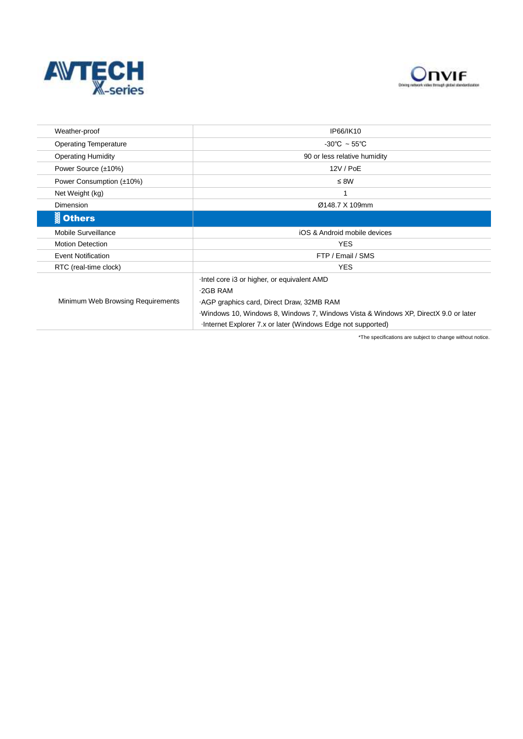| | |
|---|---|
| Weather-proof | IP66/IK10 |
| Operating Temperature | -30℃ ~ 55℃ |
| Operating Humidity | 90 or less relative humidity |
| Power Source (±10%) | 12V / PoE |
| Power Consumption (±10%) | ≤ 8W |
| Net Weight (kg) | 1 |
| Dimension | Ø148.7 X 109mm |
| **Others** | |
| Mobile Surveillance | iOS & Android mobile devices |
| Motion Detection | YES |
| Event Notification | FTP / Email / SMS |
| RTC (real-time clock) | YES |
| Minimum Web Browsing Requirements | ·Intel core i3 or higher, or equivalent AMD<br>·2GB RAM<br>·AGP graphics card, Direct Draw, 32MB RAM<br>·Windows 10, Windows 8, Windows 7, Windows Vista & Windows XP, DirectX 9.0 or later<br>·Internet Explorer 7.x or later (Windows Edge not supported) |

*The specifications are subject to change without notice.